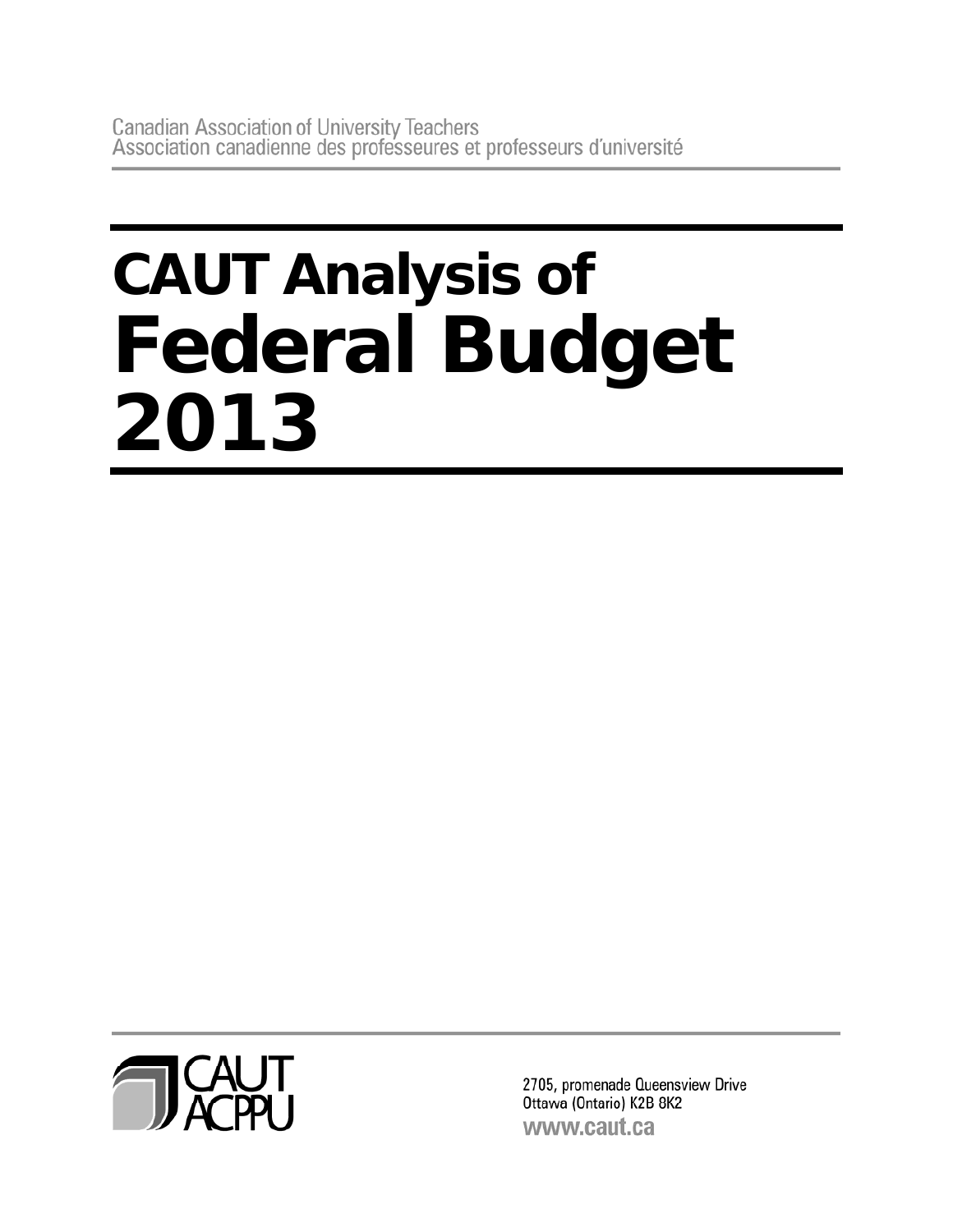Canadian Association of University Teachers
Association canadienne des professeures et professeurs d'université

# CAUT Analysis of Federal Budget 2013

CAUT
ACPPU

2705, promenade Queensview Drive
Ottawa (Ontario) K2B 8K2
www.caut.ca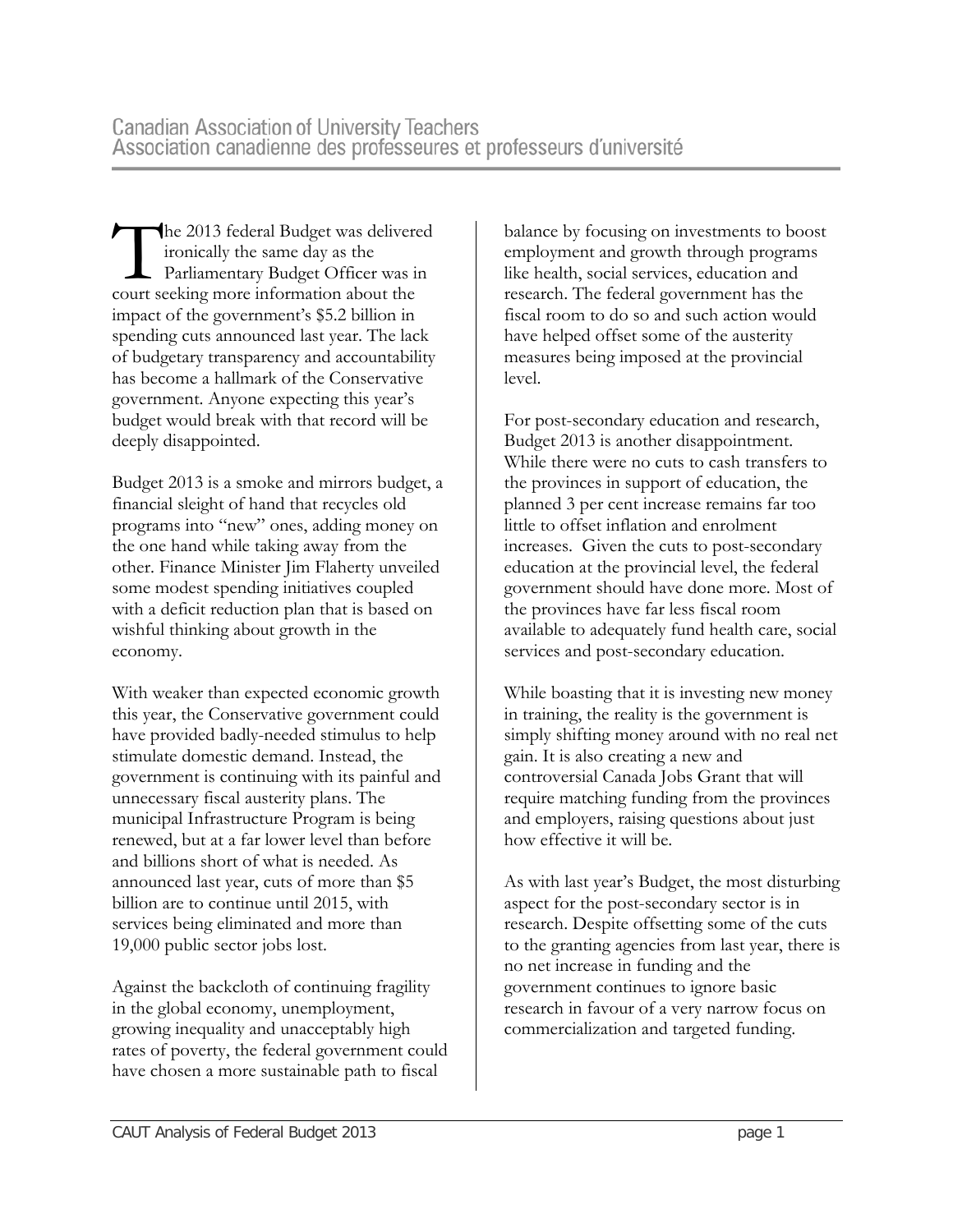The 2013 federal Budget was delivered ironically the same day as the Parliamentary Budget Officer was in court seeking more information about the impact of the government's $5.2 billion in spending cuts announced last year. The lack of budgetary transparency and accountability has become a hallmark of the Conservative government. Anyone expecting this year's budget would break with that record will be deeply disappointed.

Budget 2013 is a smoke and mirrors budget, a financial sleight of hand that recycles old programs into "new" ones, adding money on the one hand while taking away from the other. Finance Minister Jim Flaherty unveiled some modest spending initiatives coupled with a deficit reduction plan that is based on wishful thinking about growth in the economy.

With weaker than expected economic growth this year, the Conservative government could have provided badly-needed stimulus to help stimulate domestic demand. Instead, the government is continuing with its painful and unnecessary fiscal austerity plans. The municipal Infrastructure Program is being renewed, but at a far lower level than before and billions short of what is needed. As announced last year, cuts of more than $5 billion are to continue until 2015, with services being eliminated and more than 19,000 public sector jobs lost.

Against the backcloth of continuing fragility in the global economy, unemployment, growing inequality and unacceptably high rates of poverty, the federal government could have chosen a more sustainable path to fiscal balance by focusing on investments to boost employment and growth through programs like health, social services, education and research. The federal government has the fiscal room to do so and such action would have helped offset some of the austerity measures being imposed at the provincial level.

For post-secondary education and research, Budget 2013 is another disappointment. While there were no cuts to cash transfers to the provinces in support of education, the planned 3 per cent increase remains far too little to offset inflation and enrolment increases. Given the cuts to post-secondary education at the provincial level, the federal government should have done more. Most of the provinces have far less fiscal room available to adequately fund health care, social services and post-secondary education.

While boasting that it is investing new money in training, the reality is the government is simply shifting money around with no real net gain. It is also creating a new and controversial Canada Jobs Grant that will require matching funding from the provinces and employers, raising questions about just how effective it will be.

As with last year's Budget, the most disturbing aspect for the post-secondary sector is in research. Despite offsetting some of the cuts to the granting agencies from last year, there is no net increase in funding and the government continues to ignore basic research in favour of a very narrow focus on commercialization and targeted funding.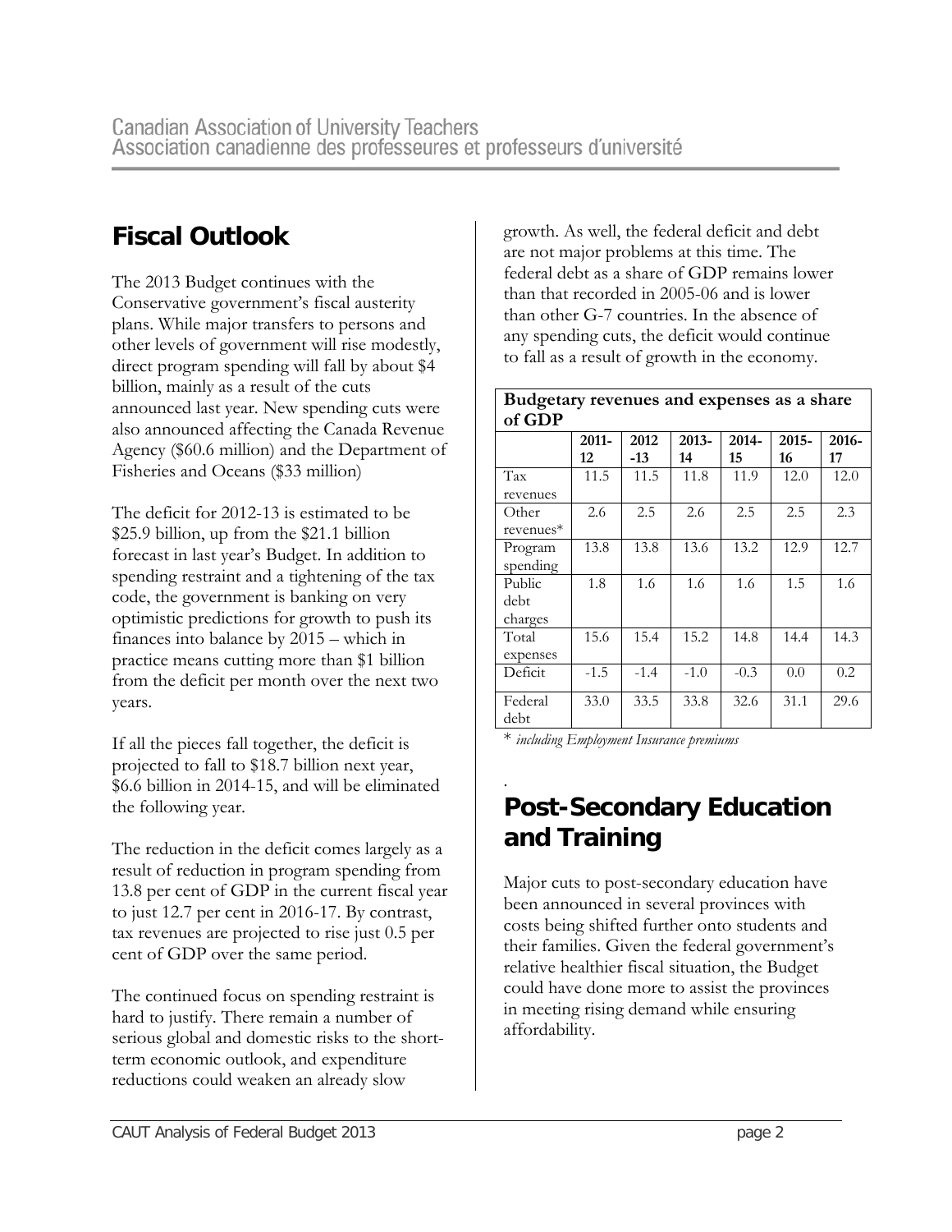## Fiscal Outlook

The 2013 Budget continues with the Conservative government's fiscal austerity plans. While major transfers to persons and other levels of government will rise modestly, direct program spending will fall by about $4 billion, mainly as a result of the cuts announced last year. New spending cuts were also announced affecting the Canada Revenue Agency ($60.6 million) and the Department of Fisheries and Oceans ($33 million)

The deficit for 2012-13 is estimated to be $25.9 billion, up from the $21.1 billion forecast in last year's Budget. In addition to spending restraint and a tightening of the tax code, the government is banking on very optimistic predictions for growth to push its finances into balance by 2015 – which in practice means cutting more than $1 billion from the deficit per month over the next two years.

If all the pieces fall together, the deficit is projected to fall to $18.7 billion next year, $6.6 billion in 2014-15, and will be eliminated the following year.

The reduction in the deficit comes largely as a result of reduction in program spending from 13.8 per cent of GDP in the current fiscal year to just 12.7 per cent in 2016-17. By contrast, tax revenues are projected to rise just 0.5 per cent of GDP over the same period.

The continued focus on spending restraint is hard to justify. There remain a number of serious global and domestic risks to the short-term economic outlook, and expenditure reductions could weaken an already slow growth. As well, the federal deficit and debt are not major problems at this time. The federal debt as a share of GDP remains lower than that recorded in 2005-06 and is lower than other G-7 countries. In the absence of any spending cuts, the deficit would continue to fall as a result of growth in the economy.

**Budgetary revenues and expenses as a share of GDP**

| | 2011-12 | 2012-13 | 2013-14 | 2014-15 | 2015-16 | 2016-17 |
|---|---|---|---|---|---|---|
| Tax revenues | 11.5 | 11.5 | 11.8 | 11.9 | 12.0 | 12.0 |
| Other revenues* | 2.6 | 2.5 | 2.6 | 2.5 | 2.5 | 2.3 |
| Program spending | 13.8 | 13.8 | 13.6 | 13.2 | 12.9 | 12.7 |
| Public debt charges | 1.8 | 1.6 | 1.6 | 1.6 | 1.5 | 1.6 |
| Total expenses | 15.6 | 15.4 | 15.2 | 14.8 | 14.4 | 14.3 |
| Deficit | -1.5 | -1.4 | -1.0 | -0.3 | 0.0 | 0.2 |
| Federal debt | 33.0 | 33.5 | 33.8 | 32.6 | 31.1 | 29.6 |

\* *including Employment Insurance premiums*

## Post-Secondary Education and Training

Major cuts to post-secondary education have been announced in several provinces with costs being shifted further onto students and their families. Given the federal government's relative healthier fiscal situation, the Budget could have done more to assist the provinces in meeting rising demand while ensuring affordability.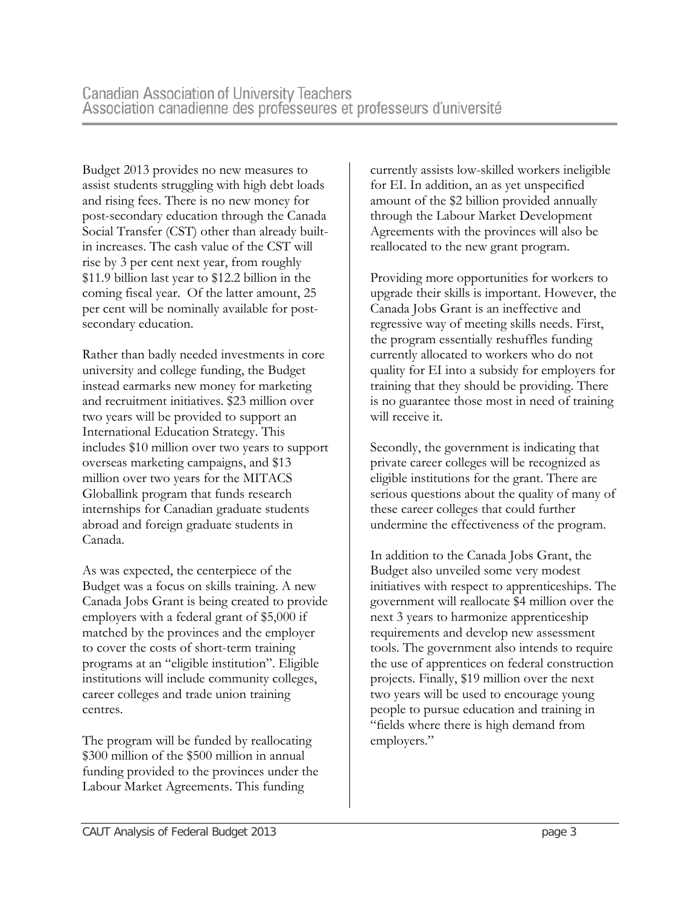Budget 2013 provides no new measures to assist students struggling with high debt loads and rising fees. There is no new money for post-secondary education through the Canada Social Transfer (CST) other than already built-in increases. The cash value of the CST will rise by 3 per cent next year, from roughly $11.9 billion last year to $12.2 billion in the coming fiscal year. Of the latter amount, 25 per cent will be nominally available for post-secondary education.

Rather than badly needed investments in core university and college funding, the Budget instead earmarks new money for marketing and recruitment initiatives. $23 million over two years will be provided to support an International Education Strategy. This includes $10 million over two years to support overseas marketing campaigns, and $13 million over two years for the MITACS Globallink program that funds research internships for Canadian graduate students abroad and foreign graduate students in Canada.

As was expected, the centerpiece of the Budget was a focus on skills training. A new Canada Jobs Grant is being created to provide employers with a federal grant of $5,000 if matched by the provinces and the employer to cover the costs of short-term training programs at an "eligible institution". Eligible institutions will include community colleges, career colleges and trade union training centres.

The program will be funded by reallocating $300 million of the $500 million in annual funding provided to the provinces under the Labour Market Agreements. This funding currently assists low-skilled workers ineligible for EI. In addition, an as yet unspecified amount of the $2 billion provided annually through the Labour Market Development Agreements with the provinces will also be reallocated to the new grant program.

Providing more opportunities for workers to upgrade their skills is important. However, the Canada Jobs Grant is an ineffective and regressive way of meeting skills needs. First, the program essentially reshuffles funding currently allocated to workers who do not quality for EI into a subsidy for employers for training that they should be providing. There is no guarantee those most in need of training will receive it.

Secondly, the government is indicating that private career colleges will be recognized as eligible institutions for the grant. There are serious questions about the quality of many of these career colleges that could further undermine the effectiveness of the program.

In addition to the Canada Jobs Grant, the Budget also unveiled some very modest initiatives with respect to apprenticeships. The government will reallocate $4 million over the next 3 years to harmonize apprenticeship requirements and develop new assessment tools. The government also intends to require the use of apprentices on federal construction projects. Finally, $19 million over the next two years will be used to encourage young people to pursue education and training in "fields where there is high demand from employers."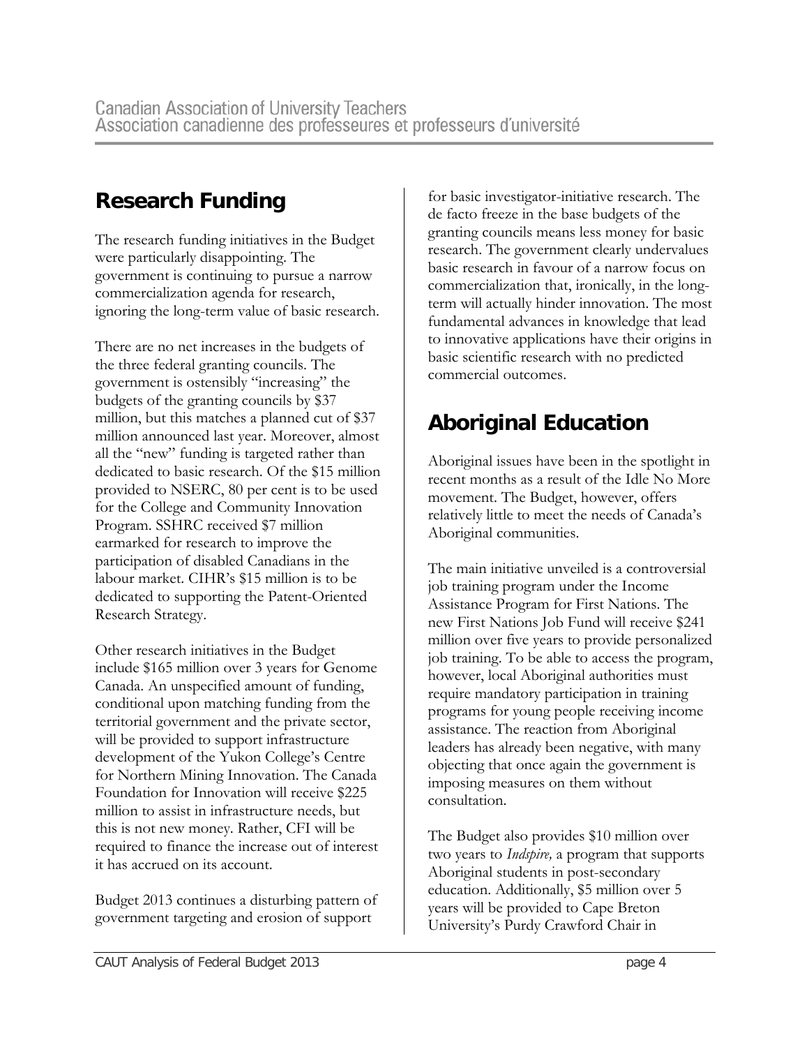## Research Funding

The research funding initiatives in the Budget were particularly disappointing. The government is continuing to pursue a narrow commercialization agenda for research, ignoring the long-term value of basic research.

There are no net increases in the budgets of the three federal granting councils. The government is ostensibly "increasing" the budgets of the granting councils by $37 million, but this matches a planned cut of $37 million announced last year. Moreover, almost all the "new" funding is targeted rather than dedicated to basic research. Of the $15 million provided to NSERC, 80 per cent is to be used for the College and Community Innovation Program. SSHRC received $7 million earmarked for research to improve the participation of disabled Canadians in the labour market. CIHR's $15 million is to be dedicated to supporting the Patent-Oriented Research Strategy.

Other research initiatives in the Budget include $165 million over 3 years for Genome Canada. An unspecified amount of funding, conditional upon matching funding from the territorial government and the private sector, will be provided to support infrastructure development of the Yukon College's Centre for Northern Mining Innovation. The Canada Foundation for Innovation will receive $225 million to assist in infrastructure needs, but this is not new money. Rather, CFI will be required to finance the increase out of interest it has accrued on its account.

Budget 2013 continues a disturbing pattern of government targeting and erosion of support for basic investigator-initiative research. The de facto freeze in the base budgets of the granting councils means less money for basic research. The government clearly undervalues basic research in favour of a narrow focus on commercialization that, ironically, in the long-term will actually hinder innovation. The most fundamental advances in knowledge that lead to innovative applications have their origins in basic scientific research with no predicted commercial outcomes.

## Aboriginal Education

Aboriginal issues have been in the spotlight in recent months as a result of the Idle No More movement. The Budget, however, offers relatively little to meet the needs of Canada's Aboriginal communities.

The main initiative unveiled is a controversial job training program under the Income Assistance Program for First Nations. The new First Nations Job Fund will receive $241 million over five years to provide personalized job training. To be able to access the program, however, local Aboriginal authorities must require mandatory participation in training programs for young people receiving income assistance. The reaction from Aboriginal leaders has already been negative, with many objecting that once again the government is imposing measures on them without consultation.

The Budget also provides $10 million over two years to *Indspire,* a program that supports Aboriginal students in post-secondary education. Additionally, $5 million over 5 years will be provided to Cape Breton University's Purdy Crawford Chair in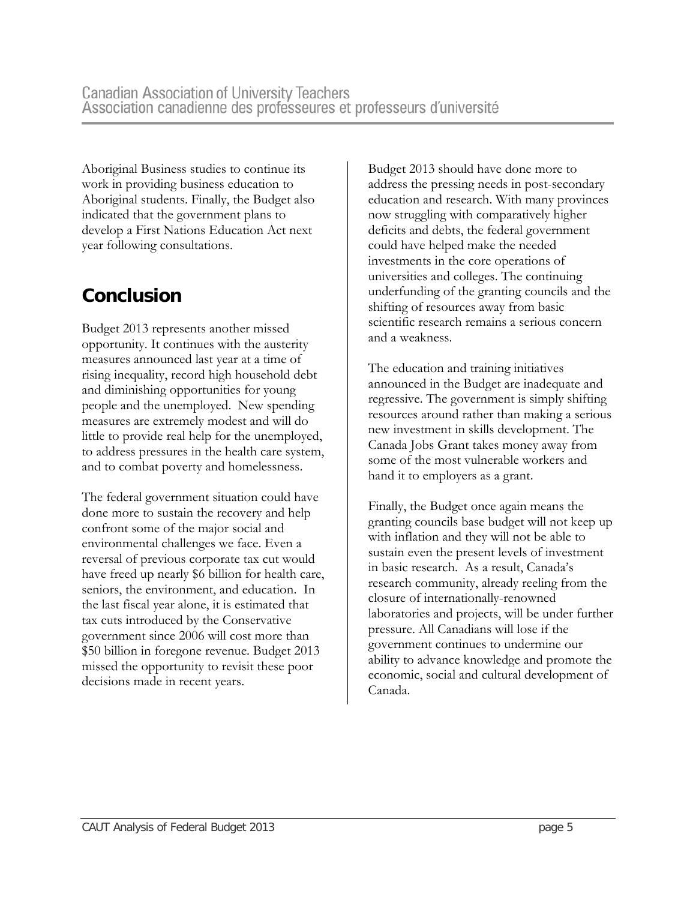Aboriginal Business studies to continue its work in providing business education to Aboriginal students. Finally, the Budget also indicated that the government plans to develop a First Nations Education Act next year following consultations.

## Conclusion

Budget 2013 represents another missed opportunity. It continues with the austerity measures announced last year at a time of rising inequality, record high household debt and diminishing opportunities for young people and the unemployed. New spending measures are extremely modest and will do little to provide real help for the unemployed, to address pressures in the health care system, and to combat poverty and homelessness.

The federal government situation could have done more to sustain the recovery and help confront some of the major social and environmental challenges we face. Even a reversal of previous corporate tax cut would have freed up nearly $6 billion for health care, seniors, the environment, and education. In the last fiscal year alone, it is estimated that tax cuts introduced by the Conservative government since 2006 will cost more than $50 billion in foregone revenue. Budget 2013 missed the opportunity to revisit these poor decisions made in recent years.

Budget 2013 should have done more to address the pressing needs in post-secondary education and research. With many provinces now struggling with comparatively higher deficits and debts, the federal government could have helped make the needed investments in the core operations of universities and colleges. The continuing underfunding of the granting councils and the shifting of resources away from basic scientific research remains a serious concern and a weakness.

The education and training initiatives announced in the Budget are inadequate and regressive. The government is simply shifting resources around rather than making a serious new investment in skills development. The Canada Jobs Grant takes money away from some of the most vulnerable workers and hand it to employers as a grant.

Finally, the Budget once again means the granting councils base budget will not keep up with inflation and they will not be able to sustain even the present levels of investment in basic research. As a result, Canada's research community, already reeling from the closure of internationally-renowned laboratories and projects, will be under further pressure. All Canadians will lose if the government continues to undermine our ability to advance knowledge and promote the economic, social and cultural development of Canada.